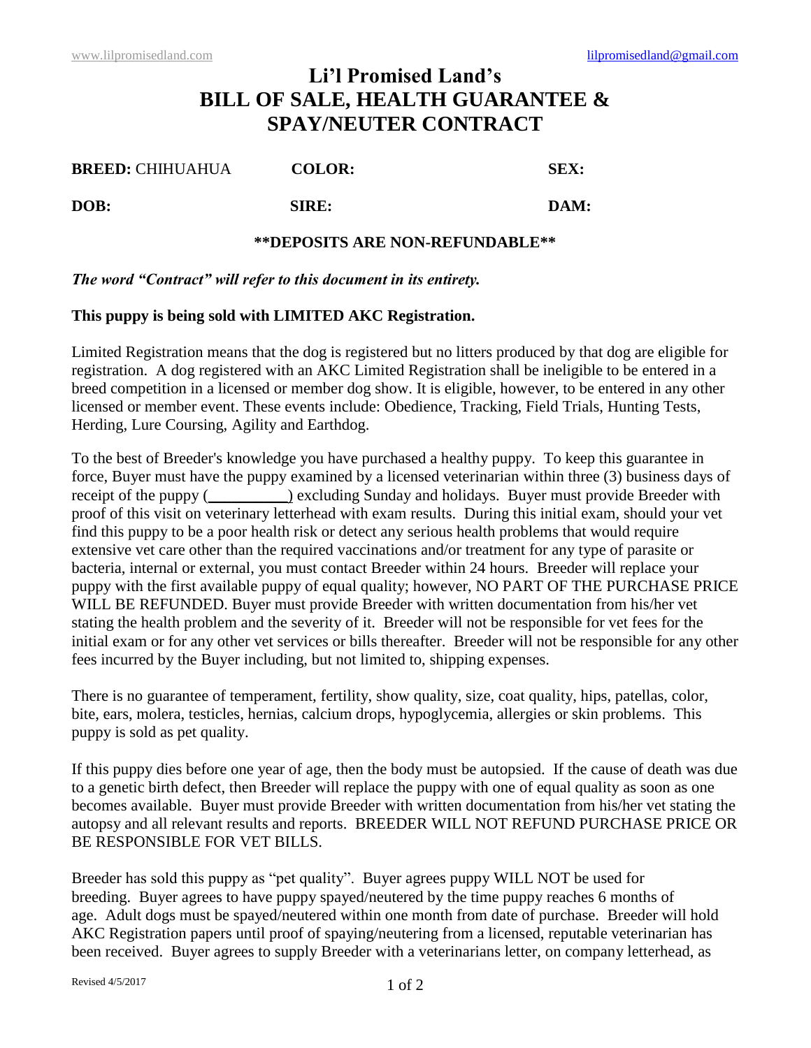www.lilpromisedland.com lilpromisedland@gmail.com

# Li'l Promised Land's
# BILL OF SALE, HEALTH GUARANTEE & SPAY/NEUTER CONTRACT

**BREED:** CHIHUAHUA **COLOR:** **SEX:**

**DOB:** **SIRE:** **DAM:**

**\*\*DEPOSITS ARE NON-REFUNDABLE\*\***

***The word "Contract" will refer to this document in its entirety.***

**This puppy is being sold with LIMITED AKC Registration.**

Limited Registration means that the dog is registered but no litters produced by that dog are eligible for registration. A dog registered with an AKC Limited Registration shall be ineligible to be entered in a breed competition in a licensed or member dog show. It is eligible, however, to be entered in any other licensed or member event. These events include: Obedience, Tracking, Field Trials, Hunting Tests, Herding, Lure Coursing, Agility and Earthdog.

To the best of Breeder's knowledge you have purchased a healthy puppy. To keep this guarantee in force, Buyer must have the puppy examined by a licensed veterinarian within three (3) business days of receipt of the puppy (__________) excluding Sunday and holidays. Buyer must provide Breeder with proof of this visit on veterinary letterhead with exam results. During this initial exam, should your vet find this puppy to be a poor health risk or detect any serious health problems that would require extensive vet care other than the required vaccinations and/or treatment for any type of parasite or bacteria, internal or external, you must contact Breeder within 24 hours. Breeder will replace your puppy with the first available puppy of equal quality; however, NO PART OF THE PURCHASE PRICE WILL BE REFUNDED. Buyer must provide Breeder with written documentation from his/her vet stating the health problem and the severity of it. Breeder will not be responsible for vet fees for the initial exam or for any other vet services or bills thereafter. Breeder will not be responsible for any other fees incurred by the Buyer including, but not limited to, shipping expenses.

There is no guarantee of temperament, fertility, show quality, size, coat quality, hips, patellas, color, bite, ears, molera, testicles, hernias, calcium drops, hypoglycemia, allergies or skin problems. This puppy is sold as pet quality.

If this puppy dies before one year of age, then the body must be autopsied. If the cause of death was due to a genetic birth defect, then Breeder will replace the puppy with one of equal quality as soon as one becomes available. Buyer must provide Breeder with written documentation from his/her vet stating the autopsy and all relevant results and reports. BREEDER WILL NOT REFUND PURCHASE PRICE OR BE RESPONSIBLE FOR VET BILLS.

Breeder has sold this puppy as "pet quality". Buyer agrees puppy WILL NOT be used for breeding. Buyer agrees to have puppy spayed/neutered by the time puppy reaches 6 months of age. Adult dogs must be spayed/neutered within one month from date of purchase. Breeder will hold AKC Registration papers until proof of spaying/neutering from a licensed, reputable veterinarian has been received. Buyer agrees to supply Breeder with a veterinarians letter, on company letterhead, as

Revised 4/5/2017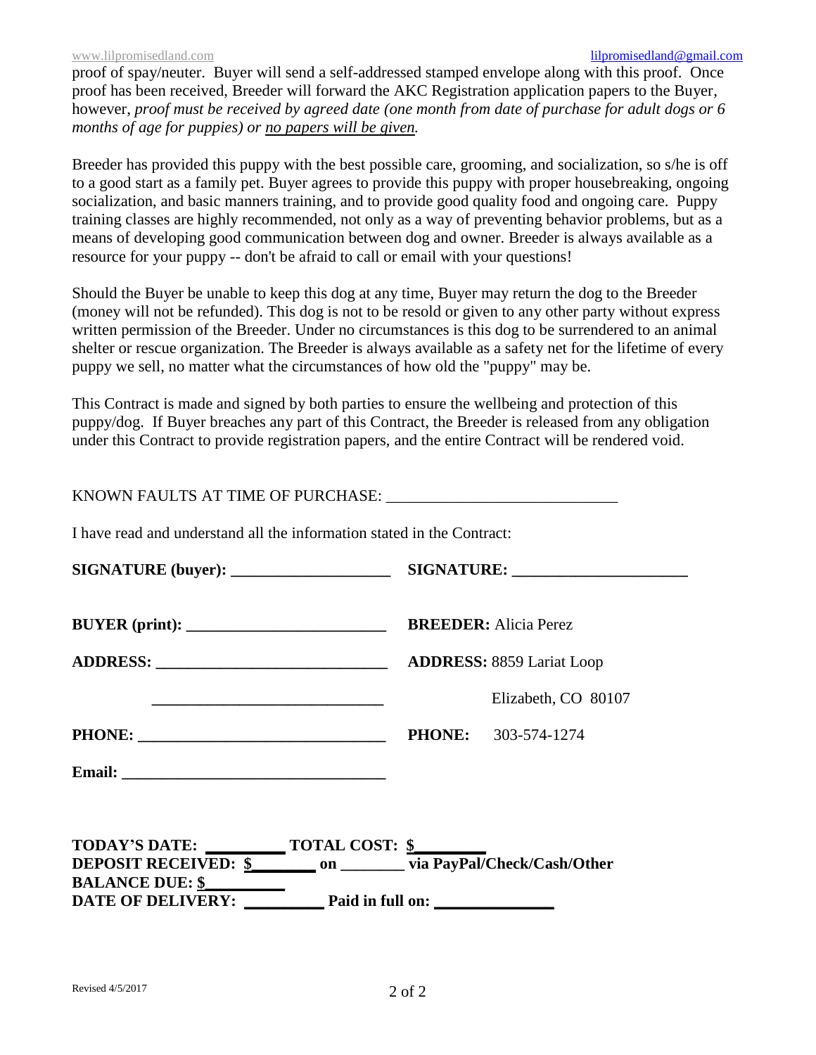proof of spay/neuter. Buyer will send a self-addressed stamped envelope along with this proof. Once proof has been received, Breeder will forward the AKC Registration application papers to the Buyer, however, *proof must be received by agreed date (one month from date of purchase for adult dogs or 6 months of age for puppies) or no papers will be given.*

Breeder has provided this puppy with the best possible care, grooming, and socialization, so s/he is off to a good start as a family pet. Buyer agrees to provide this puppy with proper housebreaking, ongoing socialization, and basic manners training, and to provide good quality food and ongoing care. Puppy training classes are highly recommended, not only as a way of preventing behavior problems, but as a means of developing good communication between dog and owner. Breeder is always available as a resource for your puppy -- don't be afraid to call or email with your questions!

Should the Buyer be unable to keep this dog at any time, Buyer may return the dog to the Breeder (money will not be refunded). This dog is not to be resold or given to any other party without express written permission of the Breeder. Under no circumstances is this dog to be surrendered to an animal shelter or rescue organization. The Breeder is always available as a safety net for the lifetime of every puppy we sell, no matter what the circumstances of how old the "puppy" may be.

This Contract is made and signed by both parties to ensure the wellbeing and protection of this puppy/dog. If Buyer breaches any part of this Contract, the Breeder is released from any obligation under this Contract to provide registration papers, and the entire Contract will be rendered void.

KNOWN FAULTS AT TIME OF PURCHASE: ____________________________

I have read and understand all the information stated in the Contract:

**SIGNATURE (buyer):** ____________________ **SIGNATURE:** ______________________

**BUYER (print):** ________________________ **BREEDER:** Alicia Perez

**ADDRESS:** ____________________________ **ADDRESS:** 8859 Lariat Loop

____________________________ Elizabeth, CO 80107

**PHONE:** ______________________________ **PHONE:** 303-574-1274

**Email:** ________________________________

**TODAY'S DATE:** _________ **TOTAL COST: $**________
**DEPOSIT RECEIVED: $**________ **on** ________ **via PayPal/Check/Cash/Other**
**BALANCE DUE: $**_________
**DATE OF DELIVERY:** _________ **Paid in full on:** ______________

Revised 4/5/2017